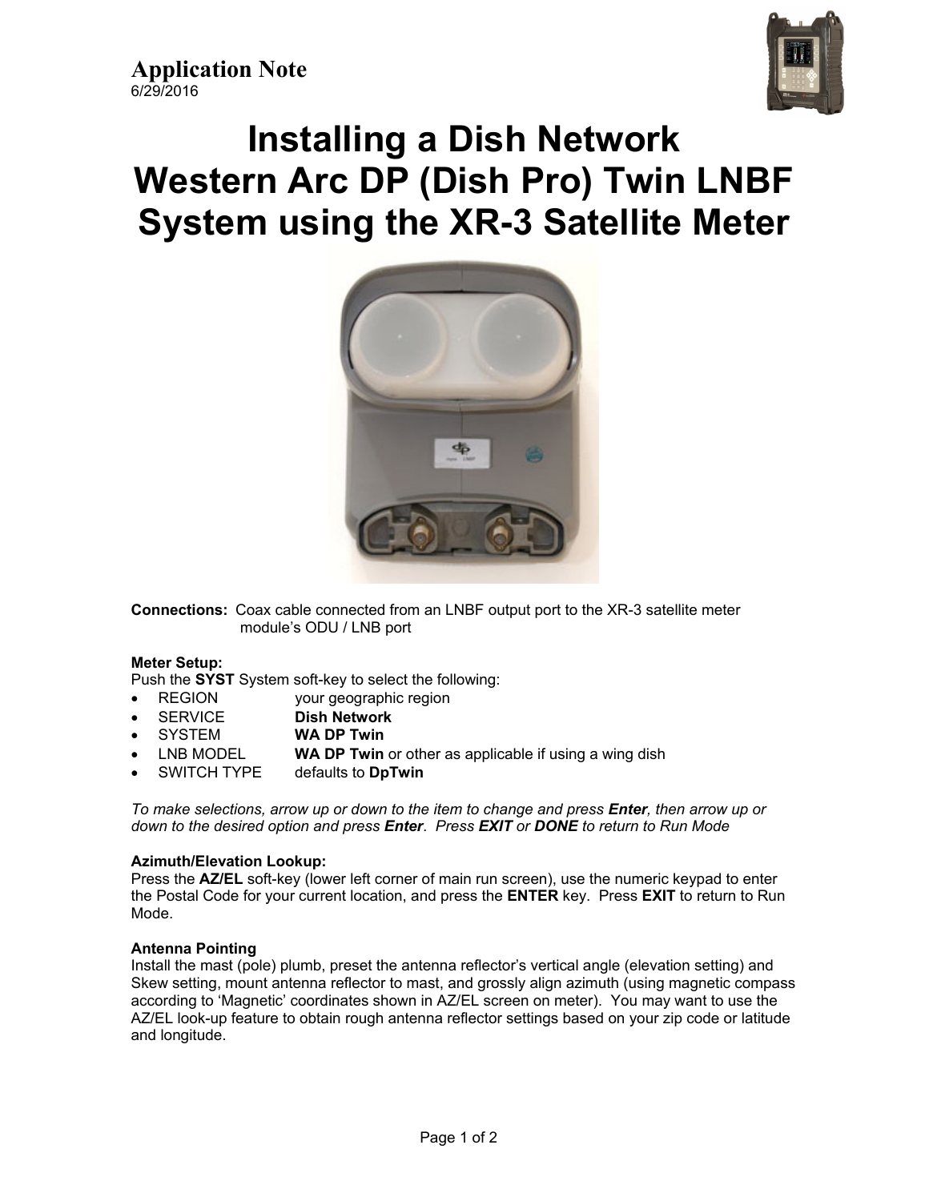**Application Note**
6/29/2016

# Installing a Dish Network Western Arc DP (Dish Pro) Twin LNBF System using the XR-3 Satellite Meter

**Connections:** Coax cable connected from an LNBF output port to the XR-3 satellite meter module's ODU / LNB port

**Meter Setup:**
Push the **SYST** System soft-key to select the following:

- REGION your geographic region
- SERVICE **Dish Network**
- SYSTEM **WA DP Twin**
- LNB MODEL **WA DP Twin** or other as applicable if using a wing dish
- SWITCH TYPE defaults to **DpTwin**

*To make selections, arrow up or down to the item to change and press **Enter**, then arrow up or down to the desired option and press **Enter**. Press **EXIT** or **DONE** to return to Run Mode*

**Azimuth/Elevation Lookup:**
Press the **AZ/EL** soft-key (lower left corner of main run screen), use the numeric keypad to enter the Postal Code for your current location, and press the **ENTER** key. Press **EXIT** to return to Run Mode.

**Antenna Pointing**
Install the mast (pole) plumb, preset the antenna reflector's vertical angle (elevation setting) and Skew setting, mount antenna reflector to mast, and grossly align azimuth (using magnetic compass according to 'Magnetic' coordinates shown in AZ/EL screen on meter). You may want to use the AZ/EL look-up feature to obtain rough antenna reflector settings based on your zip code or latitude and longitude.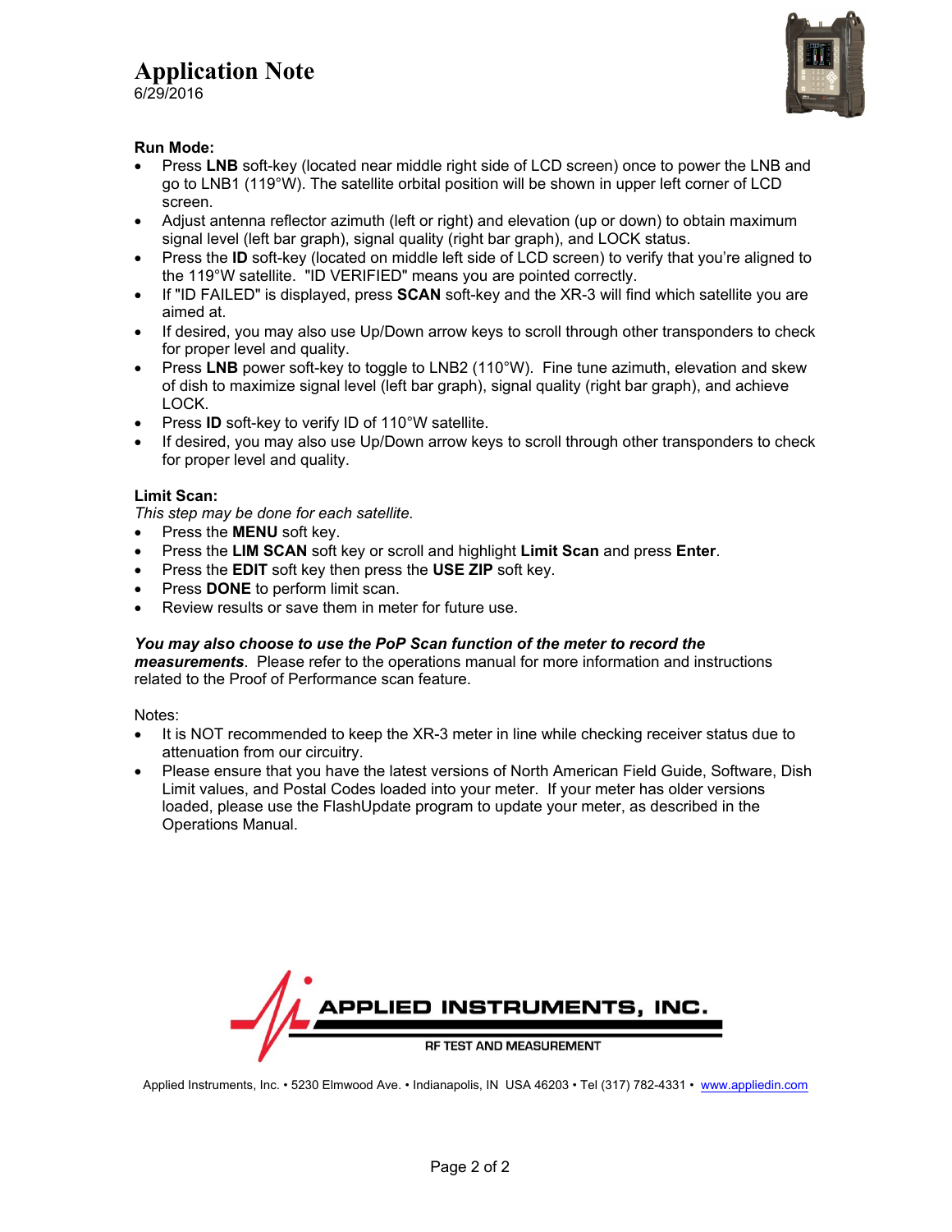# Application Note

6/29/2016

**Run Mode:**

- Press **LNB** soft-key (located near middle right side of LCD screen) once to power the LNB and go to LNB1 (119°W). The satellite orbital position will be shown in upper left corner of LCD screen.
- Adjust antenna reflector azimuth (left or right) and elevation (up or down) to obtain maximum signal level (left bar graph), signal quality (right bar graph), and LOCK status.
- Press the **ID** soft-key (located on middle left side of LCD screen) to verify that you're aligned to the 119°W satellite. "ID VERIFIED" means you are pointed correctly.
- If "ID FAILED" is displayed, press **SCAN** soft-key and the XR-3 will find which satellite you are aimed at.
- If desired, you may also use Up/Down arrow keys to scroll through other transponders to check for proper level and quality.
- Press **LNB** power soft-key to toggle to LNB2 (110°W). Fine tune azimuth, elevation and skew of dish to maximize signal level (left bar graph), signal quality (right bar graph), and achieve LOCK.
- Press **ID** soft-key to verify ID of 110°W satellite.
- If desired, you may also use Up/Down arrow keys to scroll through other transponders to check for proper level and quality.

**Limit Scan:**

*This step may be done for each satellite.*

- Press the **MENU** soft key.
- Press the **LIM SCAN** soft key or scroll and highlight **Limit Scan** and press **Enter**.
- Press the **EDIT** soft key then press the **USE ZIP** soft key.
- Press **DONE** to perform limit scan.
- Review results or save them in meter for future use.

***You may also choose to use the PoP Scan function of the meter to record the measurements***. Please refer to the operations manual for more information and instructions related to the Proof of Performance scan feature.

Notes:

- It is NOT recommended to keep the XR-3 meter in line while checking receiver status due to attenuation from our circuitry.
- Please ensure that you have the latest versions of North American Field Guide, Software, Dish Limit values, and Postal Codes loaded into your meter. If your meter has older versions loaded, please use the FlashUpdate program to update your meter, as described in the Operations Manual.

APPLIED INSTRUMENTS, INC.

RF TEST AND MEASUREMENT

Applied Instruments, Inc. • 5230 Elmwood Ave. • Indianapolis, IN USA 46203 • Tel (317) 782-4331 • www.appliedin.com